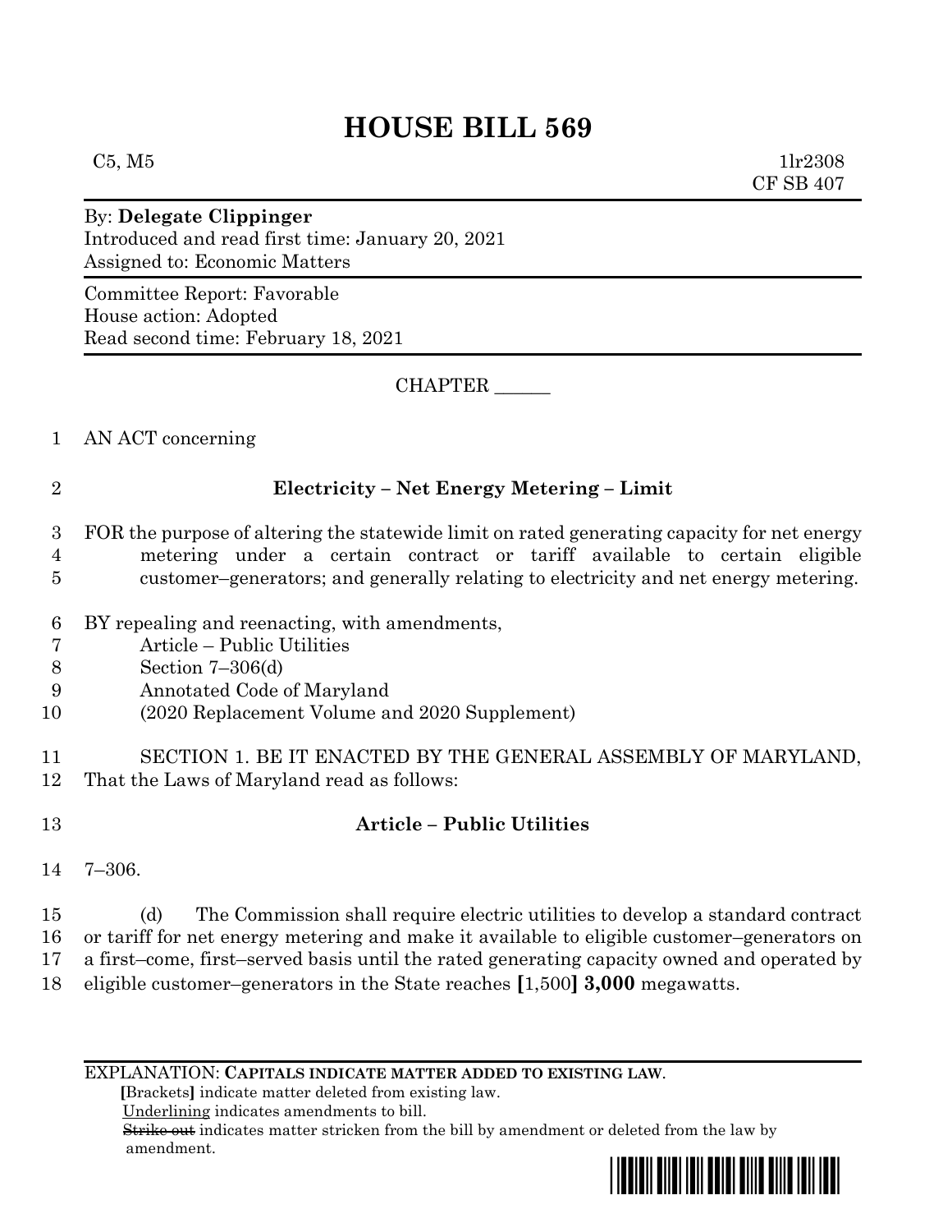# HOUSE BILL 569

C5, M5 1lr2308
CF SB 407

By: **Delegate Clippinger**
Introduced and read first time: January 20, 2021
Assigned to: Economic Matters

Committee Report: Favorable
House action: Adopted
Read second time: February 18, 2021

CHAPTER ______

AN ACT concerning

**Electricity – Net Energy Metering – Limit**

FOR the purpose of altering the statewide limit on rated generating capacity for net energy metering under a certain contract or tariff available to certain eligible customer–generators; and generally relating to electricity and net energy metering.

BY repealing and reenacting, with amendments,
Article – Public Utilities
Section 7–306(d)
Annotated Code of Maryland
(2020 Replacement Volume and 2020 Supplement)

SECTION 1. BE IT ENACTED BY THE GENERAL ASSEMBLY OF MARYLAND, That the Laws of Maryland read as follows:

**Article – Public Utilities**

7–306.

(d) The Commission shall require electric utilities to develop a standard contract or tariff for net energy metering and make it available to eligible customer–generators on a first–come, first–served basis until the rated generating capacity owned and operated by eligible customer–generators in the State reaches **[**1,500**]** **3,000** megawatts.

---

EXPLANATION: **CAPITALS INDICATE MATTER ADDED TO EXISTING LAW.**
**[**Brackets**]** indicate matter deleted from existing law.
Underlining indicates amendments to bill.
~~Strike out~~ indicates matter stricken from the bill by amendment or deleted from the law by amendment.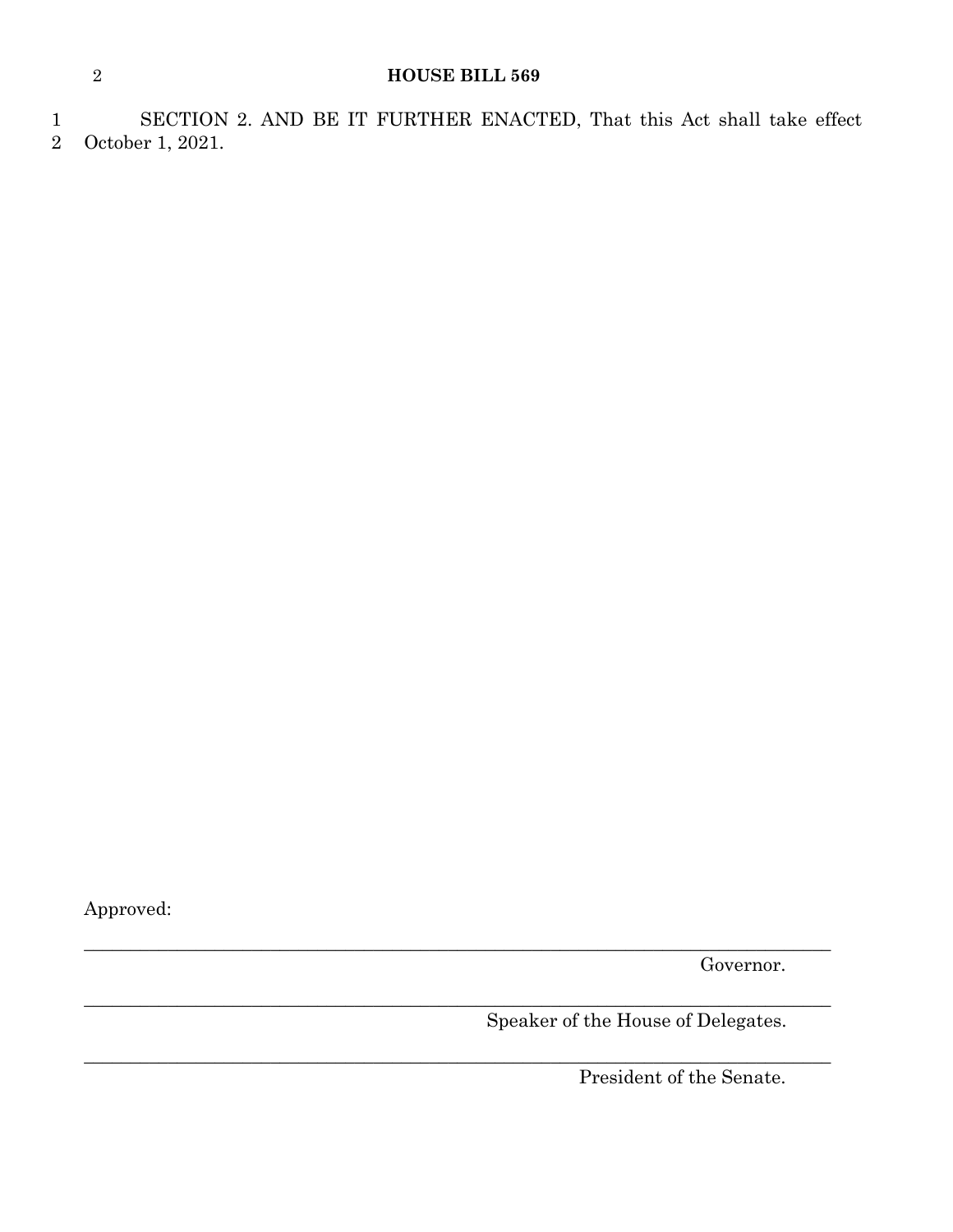SECTION 2. AND BE IT FURTHER ENACTED, That this Act shall take effect October 1, 2021.

Approved:

\_\_\_\_\_\_\_\_\_\_\_\_\_\_\_\_\_\_\_\_\_\_\_\_\_\_\_\_\_\_\_\_\_\_\_\_\_\_\_\_\_\_\_\_\_\_\_\_\_\_\_\_\_\_\_\_\_\_\_\_\_\_\_\_\_\_\_\_\_\_\_\_\_\_\_\_\_\_

Governor.

\_\_\_\_\_\_\_\_\_\_\_\_\_\_\_\_\_\_\_\_\_\_\_\_\_\_\_\_\_\_\_\_\_\_\_\_\_\_\_\_\_\_\_\_\_\_\_\_\_\_\_\_\_\_\_\_\_\_\_\_\_\_\_\_\_\_\_\_\_\_\_\_\_\_\_\_\_\_

Speaker of the House of Delegates.

\_\_\_\_\_\_\_\_\_\_\_\_\_\_\_\_\_\_\_\_\_\_\_\_\_\_\_\_\_\_\_\_\_\_\_\_\_\_\_\_\_\_\_\_\_\_\_\_\_\_\_\_\_\_\_\_\_\_\_\_\_\_\_\_\_\_\_\_\_\_\_\_\_\_\_\_\_\_

President of the Senate.